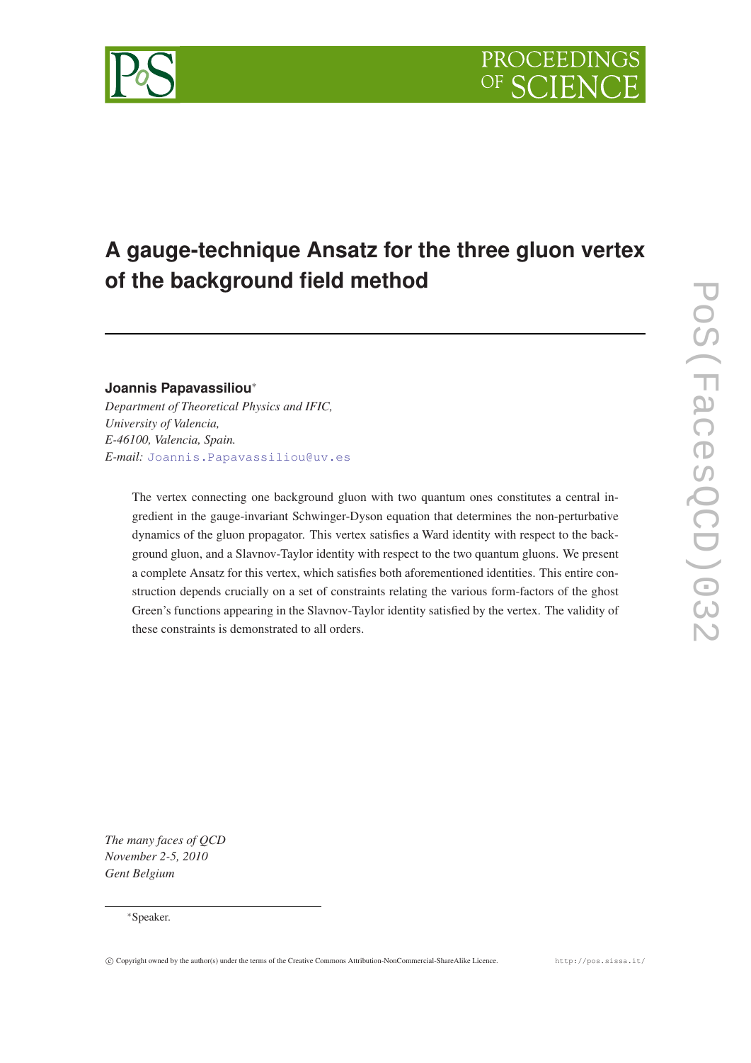# A gauge-technique Ansatz for the three gluon vertex of the background field method

**Joannis Papavassiliou***

*Department of Theoretical Physics and IFIC,*
*University of Valencia,*
*E-46100, Valencia, Spain.*
*E-mail:* Joannis.Papavassiliou@uv.es

The vertex connecting one background gluon with two quantum ones constitutes a central ingredient in the gauge-invariant Schwinger-Dyson equation that determines the non-perturbative dynamics of the gluon propagator. This vertex satisfies a Ward identity with respect to the background gluon, and a Slavnov-Taylor identity with respect to the two quantum gluons. We present a complete Ansatz for this vertex, which satisfies both aforementioned identities. This entire construction depends crucially on a set of constraints relating the various form-factors of the ghost Green's functions appearing in the Slavnov-Taylor identity satisfied by the vertex. The validity of these constraints is demonstrated to all orders.

*The many faces of QCD*
*November 2-5, 2010*
*Gent Belgium*

*Speaker.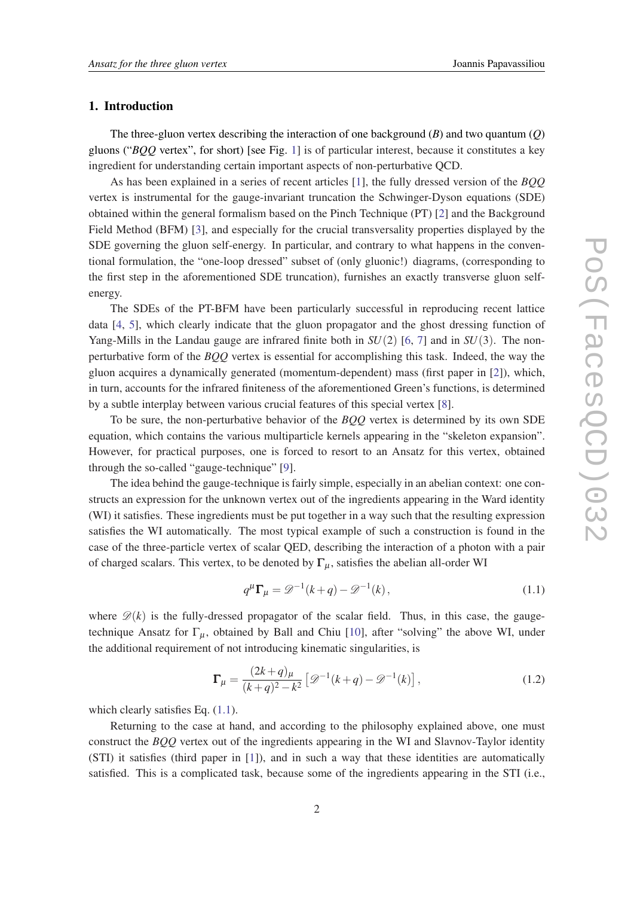## 1. Introduction

The three-gluon vertex describing the interaction of one background ($B$) and two quantum ($Q$) gluons ("*BQQ* vertex", for short) [see Fig. 1] is of particular interest, because it constitutes a key ingredient for understanding certain important aspects of non-perturbative QCD.

As has been explained in a series of recent articles [1], the fully dressed version of the *BQQ* vertex is instrumental for the gauge-invariant truncation the Schwinger-Dyson equations (SDE) obtained within the general formalism based on the Pinch Technique (PT) [2] and the Background Field Method (BFM) [3], and especially for the crucial transversality properties displayed by the SDE governing the gluon self-energy. In particular, and contrary to what happens in the conventional formulation, the "one-loop dressed" subset of (only gluonic!) diagrams, (corresponding to the first step in the aforementioned SDE truncation), furnishes an exactly transverse gluon self-energy.

The SDEs of the PT-BFM have been particularly successful in reproducing recent lattice data [4, 5], which clearly indicate that the gluon propagator and the ghost dressing function of Yang-Mills in the Landau gauge are infrared finite both in $SU(2)$ [6, 7] and in $SU(3)$. The non-perturbative form of the *BQQ* vertex is essential for accomplishing this task. Indeed, the way the gluon acquires a dynamically generated (momentum-dependent) mass (first paper in [2]), which, in turn, accounts for the infrared finiteness of the aforementioned Green's functions, is determined by a subtle interplay between various crucial features of this special vertex [8].

To be sure, the non-perturbative behavior of the *BQQ* vertex is determined by its own SDE equation, which contains the various multiparticle kernels appearing in the "skeleton expansion". However, for practical purposes, one is forced to resort to an Ansatz for this vertex, obtained through the so-called "gauge-technique" [9].

The idea behind the gauge-technique is fairly simple, especially in an abelian context: one constructs an expression for the unknown vertex out of the ingredients appearing in the Ward identity (WI) it satisfies. These ingredients must be put together in a way such that the resulting expression satisfies the WI automatically. The most typical example of such a construction is found in the case of the three-particle vertex of scalar QED, describing the interaction of a photon with a pair of charged scalars. This vertex, to be denoted by $\mathbf{\Gamma}_{\mu}$, satisfies the abelian all-order WI

$$q^{\mu}\mathbf{\Gamma}_{\mu} = \mathscr{D}^{-1}(k+q) - \mathscr{D}^{-1}(k)\,, \tag{1.1}$$

where $\mathscr{D}(k)$ is the fully-dressed propagator of the scalar field. Thus, in this case, the gauge-technique Ansatz for $\Gamma_{\mu}$, obtained by Ball and Chiu [10], after "solving" the above WI, under the additional requirement of not introducing kinematic singularities, is

$$\mathbf{\Gamma}_{\mu} = \frac{(2k+q)_{\mu}}{(k+q)^2 - k^2}\left[\mathscr{D}^{-1}(k+q) - \mathscr{D}^{-1}(k)\right], \tag{1.2}$$

which clearly satisfies Eq. (1.1).

Returning to the case at hand, and according to the philosophy explained above, one must construct the *BQQ* vertex out of the ingredients appearing in the WI and Slavnov-Taylor identity (STI) it satisfies (third paper in [1]), and in such a way that these identities are automatically satisfied. This is a complicated task, because some of the ingredients appearing in the STI (i.e.,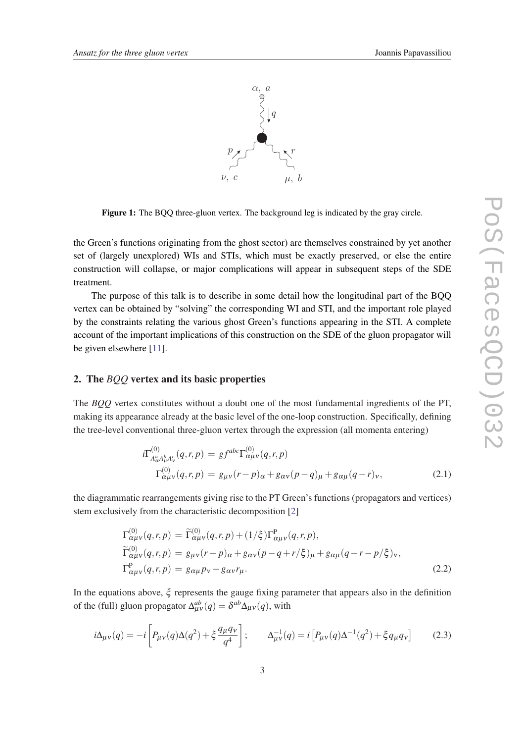Figure 1: The BQQ three-gluon vertex. The background leg is indicated by the gray circle.

the Green's functions originating from the ghost sector) are themselves constrained by yet another set of (largely unexplored) WIs and STIs, which must be exactly preserved, or else the entire construction will collapse, or major complications will appear in subsequent steps of the SDE treatment.

The purpose of this talk is to describe in some detail how the longitudinal part of the BQQ vertex can be obtained by "solving" the corresponding WI and STI, and the important role played by the constraints relating the various ghost Green's functions appearing in the STI. A complete account of the important implications of this construction on the SDE of the gluon propagator will be given elsewhere [11].

## 2. The *BQQ* vertex and its basic properties

The *BQQ* vertex constitutes without a doubt one of the most fundamental ingredients of the PT, making its appearance already at the basic level of the one-loop construction. Specifically, defining the tree-level conventional three-gluon vertex through the expression (all momenta entering)

$$
\begin{aligned}
i\Gamma^{(0)}_{A^a_\alpha A^b_\mu A^c_\nu}(q,r,p) &= gf^{abc}\Gamma^{(0)}_{\alpha\mu\nu}(q,r,p) \\
\Gamma^{(0)}_{\alpha\mu\nu}(q,r,p) &= g_{\mu\nu}(r-p)_\alpha + g_{\alpha\nu}(p-q)_\mu + g_{\alpha\mu}(q-r)_\nu,
\end{aligned}
\tag{2.1}
$$

the diagrammatic rearrangements giving rise to the PT Green's functions (propagators and vertices) stem exclusively from the characteristic decomposition [2]

$$
\begin{aligned}
\Gamma^{(0)}_{\alpha\mu\nu}(q,r,p) &= \widetilde{\Gamma}^{(0)}_{\alpha\mu\nu}(q,r,p) + (1/\xi)\Gamma^{\mathrm{P}}_{\alpha\mu\nu}(q,r,p), \\
\widetilde{\Gamma}^{(0)}_{\alpha\mu\nu}(q,r,p) &= g_{\mu\nu}(r-p)_\alpha + g_{\alpha\nu}(p-q+r/\xi)_\mu + g_{\alpha\mu}(q-r-p/\xi)_\nu, \\
\Gamma^{\mathrm{P}}_{\alpha\mu\nu}(q,r,p) &= g_{\alpha\mu}p_\nu - g_{\alpha\nu}r_\mu.
\end{aligned}
\tag{2.2}
$$

In the equations above, $\xi$ represents the gauge fixing parameter that appears also in the definition of the (full) gluon propagator $\Delta^{ab}_{\mu\nu}(q) = \delta^{ab}\Delta_{\mu\nu}(q)$, with

$$
i\Delta_{\mu\nu}(q) = -i\left[P_{\mu\nu}(q)\Delta(q^2) + \xi\frac{q_\mu q_\nu}{q^4}\right]; \qquad \Delta^{-1}_{\mu\nu}(q) = i\left[P_{\mu\nu}(q)\Delta^{-1}(q^2) + \xi q_\mu q_\nu\right] \tag{2.3}
$$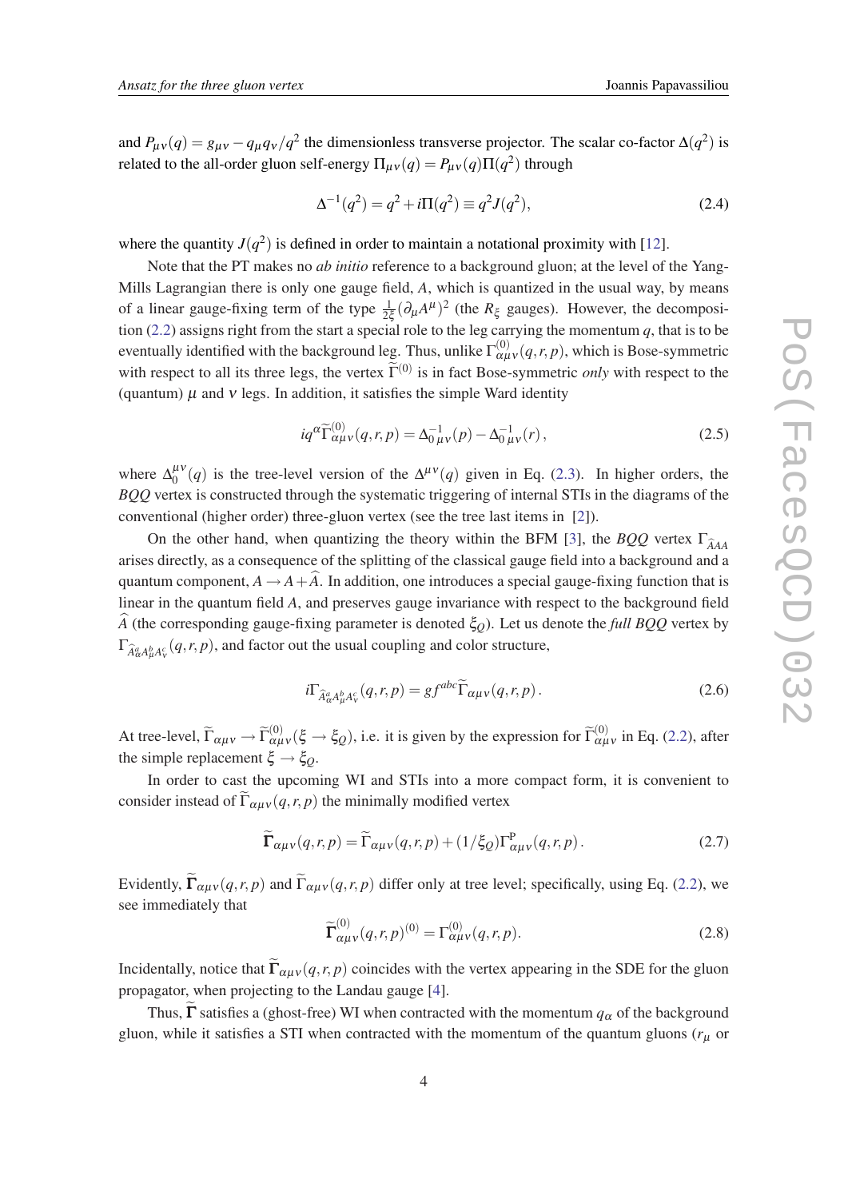and $P_{\mu\nu}(q) = g_{\mu\nu} - q_\mu q_\nu/q^2$ the dimensionless transverse projector. The scalar co-factor $\Delta(q^2)$ is related to the all-order gluon self-energy $\Pi_{\mu\nu}(q) = P_{\mu\nu}(q)\Pi(q^2)$ through

$$\Delta^{-1}(q^2) = q^2 + i\Pi(q^2) \equiv q^2 J(q^2), \tag{2.4}$$

where the quantity $J(q^2)$ is defined in order to maintain a notational proximity with [12].

Note that the PT makes no *ab initio* reference to a background gluon; at the level of the Yang-Mills Lagrangian there is only one gauge field, $A$, which is quantized in the usual way, by means of a linear gauge-fixing term of the type $\frac{1}{2\xi}(\partial_\mu A^\mu)^2$ (the $R_\xi$ gauges). However, the decomposition (2.2) assigns right from the start a special role to the leg carrying the momentum $q$, that is to be eventually identified with the background leg. Thus, unlike $\Gamma^{(0)}_{\alpha\mu\nu}(q,r,p)$, which is Bose-symmetric with respect to all its three legs, the vertex $\widetilde{\Gamma}^{(0)}$ is in fact Bose-symmetric *only* with respect to the (quantum) $\mu$ and $\nu$ legs. In addition, it satisfies the simple Ward identity

$$iq^\alpha \widetilde{\Gamma}^{(0)}_{\alpha\mu\nu}(q,r,p) = \Delta^{-1}_{0\,\mu\nu}(p) - \Delta^{-1}_{0\,\mu\nu}(r)\,, \tag{2.5}$$

where $\Delta_0^{\mu\nu}(q)$ is the tree-level version of the $\Delta^{\mu\nu}(q)$ given in Eq. (2.3). In higher orders, the *BQQ* vertex is constructed through the systematic triggering of internal STIs in the diagrams of the conventional (higher order) three-gluon vertex (see the tree last items in [2]).

On the other hand, when quantizing the theory within the BFM [3], the *BQQ* vertex $\Gamma_{\widehat{A}AA}$ arises directly, as a consequence of the splitting of the classical gauge field into a background and a quantum component, $A \to A + \widehat{A}$. In addition, one introduces a special gauge-fixing function that is linear in the quantum field $A$, and preserves gauge invariance with respect to the background field $\widehat{A}$ (the corresponding gauge-fixing parameter is denoted $\xi_Q$). Let us denote the *full BQQ* vertex by $\Gamma_{\widehat{A}^a_\alpha A^b_\mu A^c_\nu}(q,r,p)$, and factor out the usual coupling and color structure,

$$i\Gamma_{\widehat{A}^a_\alpha A^b_\mu A^c_\nu}(q,r,p) = gf^{abc}\widetilde{\Gamma}_{\alpha\mu\nu}(q,r,p)\,. \tag{2.6}$$

At tree-level, $\widetilde{\Gamma}_{\alpha\mu\nu} \to \widetilde{\Gamma}^{(0)}_{\alpha\mu\nu}(\xi \to \xi_Q)$, i.e. it is given by the expression for $\widetilde{\Gamma}^{(0)}_{\alpha\mu\nu}$ in Eq. (2.2), after the simple replacement $\xi \to \xi_Q$.

In order to cast the upcoming WI and STIs into a more compact form, it is convenient to consider instead of $\widetilde{\Gamma}_{\alpha\mu\nu}(q,r,p)$ the minimally modified vertex

$$\widetilde{\mathbf{\Gamma}}_{\alpha\mu\nu}(q,r,p) = \widetilde{\Gamma}_{\alpha\mu\nu}(q,r,p) + (1/\xi_Q)\Gamma^{\mathrm{P}}_{\alpha\mu\nu}(q,r,p)\,. \tag{2.7}$$

Evidently, $\widetilde{\mathbf{\Gamma}}_{\alpha\mu\nu}(q,r,p)$ and $\widetilde{\Gamma}_{\alpha\mu\nu}(q,r,p)$ differ only at tree level; specifically, using Eq. (2.2), we see immediately that

$$\widetilde{\mathbf{\Gamma}}^{(0)}_{\alpha\mu\nu}(q,r,p)^{(0)} = \Gamma^{(0)}_{\alpha\mu\nu}(q,r,p). \tag{2.8}$$

Incidentally, notice that $\widetilde{\mathbf{\Gamma}}_{\alpha\mu\nu}(q,r,p)$ coincides with the vertex appearing in the SDE for the gluon propagator, when projecting to the Landau gauge [4].

Thus, $\widetilde{\mathbf{\Gamma}}$ satisfies a (ghost-free) WI when contracted with the momentum $q_\alpha$ of the background gluon, while it satisfies a STI when contracted with the momentum of the quantum gluons ($r_\mu$ or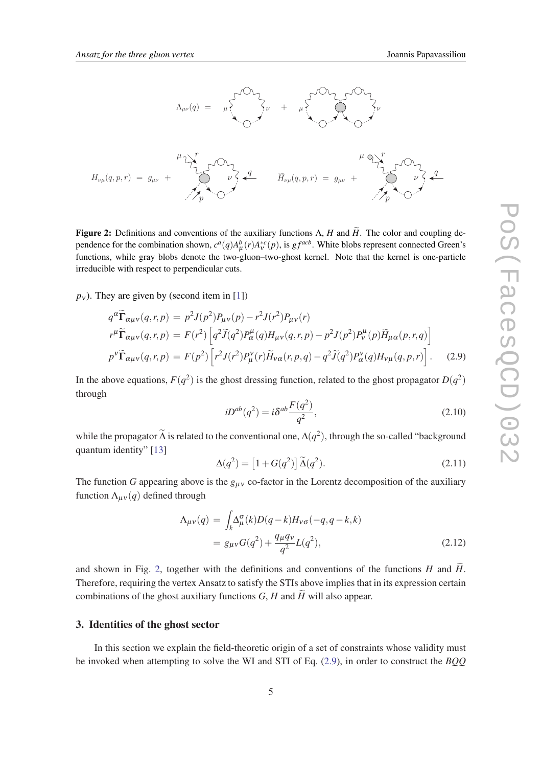**Figure 2:** Definitions and conventions of the auxiliary functions $\Lambda$, $H$ and $\widetilde{H}$. The color and coupling dependence for the combination shown, $c^a(q)A^b_\mu(r)A^{*c}_\nu(p)$, is $gf^{acb}$. White blobs represent connected Green's functions, while gray blobs denote the two-gluon–two-ghost kernel. Note that the kernel is one-particle irreducible with respect to perpendicular cuts.

$p_\nu$). They are given by (second item in [1])

$$
\begin{aligned}
q^\alpha \widetilde{\Gamma}_{\alpha\mu\nu}(q,r,p) &= p^2 J(p^2) P_{\mu\nu}(p) - r^2 J(r^2) P_{\mu\nu}(r) \\
r^\mu \widetilde{\Gamma}_{\alpha\mu\nu}(q,r,p) &= F(r^2)\left[q^2 \widetilde{J}(q^2) P^\mu_\alpha(q) H_{\mu\nu}(q,r,p) - p^2 J(p^2) P^\mu_\nu(p) \widetilde{H}_{\mu\alpha}(p,r,q)\right] \\
p^\nu \widetilde{\Gamma}_{\alpha\mu\nu}(q,r,p) &= F(p^2)\left[r^2 J(r^2) P^\nu_\mu(r) \widetilde{H}_{\nu\alpha}(r,p,q) - q^2 \widetilde{J}(q^2) P^\nu_\alpha(q) H_{\nu\mu}(q,p,r)\right].
\end{aligned} \tag{2.9}
$$

In the above equations, $F(q^2)$ is the ghost dressing function, related to the ghost propagator $D(q^2)$ through

$$
iD^{ab}(q^2) = i\delta^{ab}\frac{F(q^2)}{q^2}, \tag{2.10}
$$

while the propagator $\widetilde{\Delta}$ is related to the conventional one, $\Delta(q^2)$, through the so-called "background quantum identity" [13]

$$
\Delta(q^2) = \left[1 + G(q^2)\right]\widetilde{\Delta}(q^2). \tag{2.11}
$$

The function $G$ appearing above is the $g_{\mu\nu}$ co-factor in the Lorentz decomposition of the auxiliary function $\Lambda_{\mu\nu}(q)$ defined through

$$
\begin{aligned}
\Lambda_{\mu\nu}(q) &= \int_k \Delta^\sigma_\mu(k) D(q-k) H_{\nu\sigma}(-q,q-k,k) \\
&= g_{\mu\nu} G(q^2) + \frac{q_\mu q_\nu}{q^2} L(q^2),
\end{aligned} \tag{2.12}
$$

and shown in Fig. 2, together with the definitions and conventions of the functions $H$ and $\widetilde{H}$. Therefore, requiring the vertex Ansatz to satisfy the STIs above implies that in its expression certain combinations of the ghost auxiliary functions $G$, $H$ and $\widetilde{H}$ will also appear.

## 3. Identities of the ghost sector

In this section we explain the field-theoretic origin of a set of constraints whose validity must be invoked when attempting to solve the WI and STI of Eq. (2.9), in order to construct the *BQQ*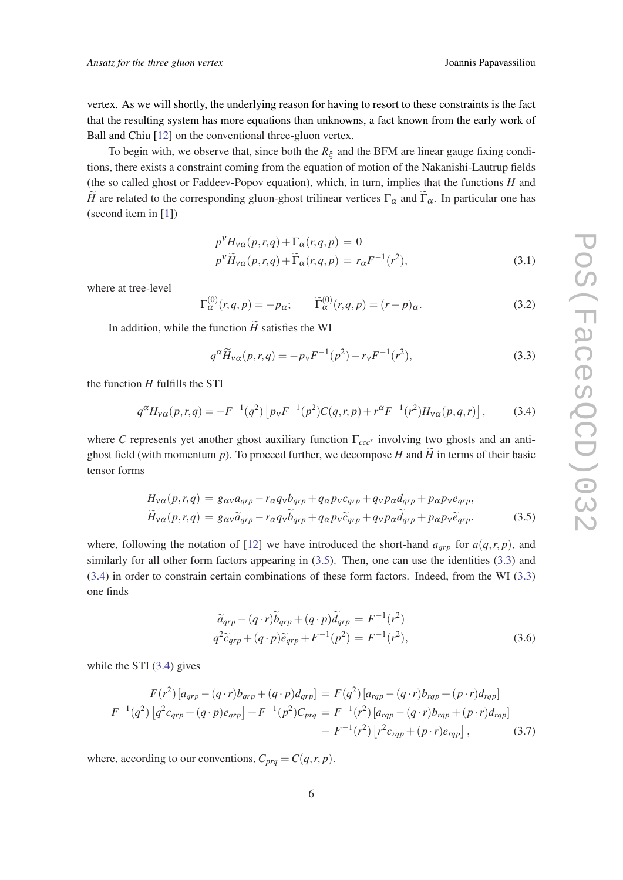vertex. As we will shortly, the underlying reason for having to resort to these constraints is the fact that the resulting system has more equations than unknowns, a fact known from the early work of Ball and Chiu [12] on the conventional three-gluon vertex.

To begin with, we observe that, since both the $R_\xi$ and the BFM are linear gauge fixing conditions, there exists a constraint coming from the equation of motion of the Nakanishi-Lautrup fields (the so called ghost or Faddeev-Popov equation), which, in turn, implies that the functions $H$ and $\widetilde{H}$ are related to the corresponding gluon-ghost trilinear vertices $\Gamma_\alpha$ and $\widetilde{\Gamma}_\alpha$. In particular one has (second item in [1])

$$
\begin{aligned}
p^\nu H_{\nu\alpha}(p,r,q) + \Gamma_\alpha(r,q,p) &= 0 \\
p^\nu \widetilde{H}_{\nu\alpha}(p,r,q) + \widetilde{\Gamma}_\alpha(r,q,p) &= r_\alpha F^{-1}(r^2),
\end{aligned}
\tag{3.1}
$$

where at tree-level

$$
\Gamma^{(0)}_\alpha(r,q,p) = -p_\alpha; \qquad \widetilde{\Gamma}^{(0)}_\alpha(r,q,p) = (r-p)_\alpha. \tag{3.2}
$$

In addition, while the function $\widetilde{H}$ satisfies the WI

$$
q^\alpha \widetilde{H}_{\nu\alpha}(p,r,q) = -p_\nu F^{-1}(p^2) - r_\nu F^{-1}(r^2), \tag{3.3}
$$

the function $H$ fulfills the STI

$$
q^\alpha H_{\nu\alpha}(p,r,q) = -F^{-1}(q^2)\left[p_\nu F^{-1}(p^2) C(q,r,p) + r^\alpha F^{-1}(r^2) H_{\nu\alpha}(p,q,r)\right], \tag{3.4}
$$

where $C$ represents yet another ghost auxiliary function $\Gamma_{ccc^*}$ involving two ghosts and an anti-ghost field (with momentum $p$). To proceed further, we decompose $H$ and $\widetilde{H}$ in terms of their basic tensor forms

$$
\begin{aligned}
H_{\nu\alpha}(p,r,q) &= g_{\alpha\nu} a_{qrp} - r_\alpha q_\nu b_{qrp} + q_\alpha p_\nu c_{qrp} + q_\nu p_\alpha d_{qrp} + p_\alpha p_\nu e_{qrp}, \\
\widetilde{H}_{\nu\alpha}(p,r,q) &= g_{\alpha\nu} \widetilde{a}_{qrp} - r_\alpha q_\nu \widetilde{b}_{qrp} + q_\alpha p_\nu \widetilde{c}_{qrp} + q_\nu p_\alpha \widetilde{d}_{qrp} + p_\alpha p_\nu \widetilde{e}_{qrp}.
\end{aligned}
\tag{3.5}
$$

where, following the notation of [12] we have introduced the short-hand $a_{qrp}$ for $a(q,r,p)$, and similarly for all other form factors appearing in (3.5). Then, one can use the identities (3.3) and (3.4) in order to constrain certain combinations of these form factors. Indeed, from the WI (3.3) one finds

$$
\begin{aligned}
\widetilde{a}_{qrp} - (q\cdot r)\widetilde{b}_{qrp} + (q\cdot p)\widetilde{d}_{qrp} &= F^{-1}(r^2) \\
q^2 \widetilde{c}_{qrp} + (q\cdot p)\widetilde{e}_{qrp} + F^{-1}(p^2) &= F^{-1}(r^2),
\end{aligned}
\tag{3.6}
$$

while the STI (3.4) gives

$$
\begin{aligned}
F(r^2)\left[a_{qrp} - (q\cdot r)b_{qrp} + (q\cdot p)d_{qrp}\right] &= F(q^2)\left[a_{rqp} - (q\cdot r)b_{rqp} + (p\cdot r)d_{rqp}\right] \\
F^{-1}(q^2)\left[q^2 c_{qrp} + (q\cdot p)e_{qrp}\right] + F^{-1}(p^2) C_{prq} &= F^{-1}(r^2)\left[a_{rqp} - (q\cdot r)b_{rqp} + (p\cdot r)d_{rqp}\right] \\
&\quad - F^{-1}(r^2)\left[r^2 c_{rqp} + (p\cdot r)e_{rqp}\right],
\end{aligned}
\tag{3.7}
$$

where, according to our conventions, $C_{prq} = C(q,r,p)$.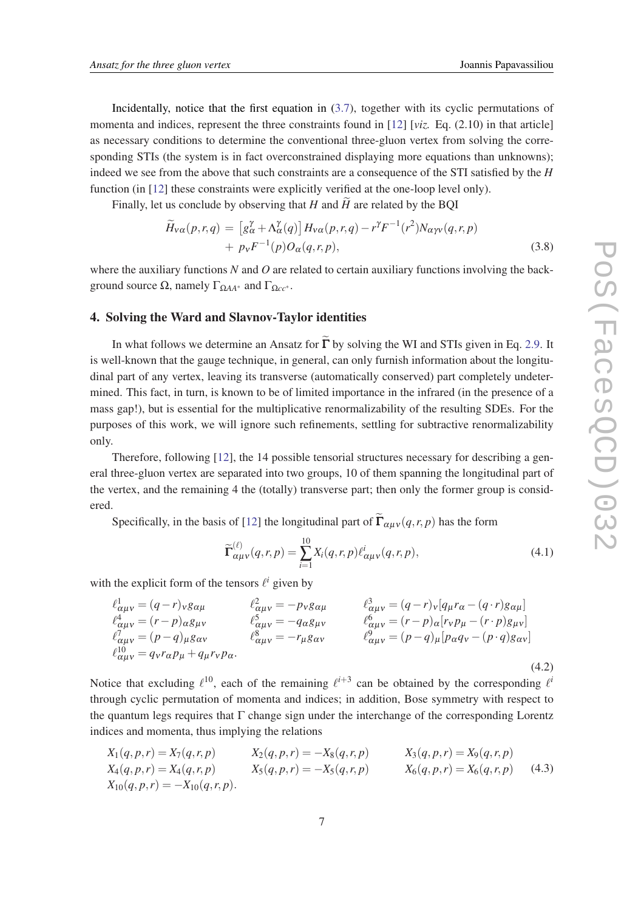Incidentally, notice that the first equation in (3.7), together with its cyclic permutations of momenta and indices, represent the three constraints found in [12] [*viz.* Eq. (2.10) in that article] as necessary conditions to determine the conventional three-gluon vertex from solving the corresponding STIs (the system is in fact overconstrained displaying more equations than unknowns); indeed we see from the above that such constraints are a consequence of the STI satisfied by the $H$ function (in [12] these constraints were explicitly verified at the one-loop level only).

Finally, let us conclude by observing that $H$ and $\widetilde{H}$ are related by the BQI

$$
\begin{aligned}
\widetilde{H}_{\nu\alpha}(p,r,q) \;=&\; \left[g_\alpha^\gamma + \Lambda_\alpha^\gamma(q)\right] H_{\nu\alpha}(p,r,q) - r^\gamma F^{-1}(r^2) N_{\alpha\gamma\nu}(q,r,p) \\
&+\; p_\nu F^{-1}(p) O_\alpha(q,r,p),
\end{aligned}
\tag{3.8}
$$

where the auxiliary functions $N$ and $O$ are related to certain auxiliary functions involving the background source $\Omega$, namely $\Gamma_{\Omega AA^*}$ and $\Gamma_{\Omega cc^*}$.

## 4. Solving the Ward and Slavnov-Taylor identities

In what follows we determine an Ansatz for $\widetilde{\Gamma}$ by solving the WI and STIs given in Eq. 2.9. It is well-known that the gauge technique, in general, can only furnish information about the longitudinal part of any vertex, leaving its transverse (automatically conserved) part completely undetermined. This fact, in turn, is known to be of limited importance in the infrared (in the presence of a mass gap!), but is essential for the multiplicative renormalizability of the resulting SDEs. For the purposes of this work, we will ignore such refinements, settling for subtractive renormalizability only.

Therefore, following [12], the 14 possible tensorial structures necessary for describing a general three-gluon vertex are separated into two groups, 10 of them spanning the longitudinal part of the vertex, and the remaining 4 the (totally) transverse part; then only the former group is considered.

Specifically, in the basis of [12] the longitudinal part of $\widetilde{\Gamma}_{\alpha\mu\nu}(q,r,p)$ has the form

$$
\widetilde{\Gamma}^{(\ell)}_{\alpha\mu\nu}(q,r,p) = \sum_{i=1}^{10} X_i(q,r,p)\,\ell^i_{\alpha\mu\nu}(q,r,p),
\tag{4.1}
$$

with the explicit form of the tensors $\ell^i$ given by

$$
\begin{array}{lll}
\ell^1_{\alpha\mu\nu} = (q-r)_\nu g_{\alpha\mu} & \ell^2_{\alpha\mu\nu} = -p_\nu g_{\alpha\mu} & \ell^3_{\alpha\mu\nu} = (q-r)_\nu[q_\mu r_\alpha - (q\cdot r)g_{\alpha\mu}] \\
\ell^4_{\alpha\mu\nu} = (r-p)_\alpha g_{\mu\nu} & \ell^5_{\alpha\mu\nu} = -q_\alpha g_{\mu\nu} & \ell^6_{\alpha\mu\nu} = (r-p)_\alpha[r_\nu p_\mu - (r\cdot p)g_{\mu\nu}] \\
\ell^7_{\alpha\mu\nu} = (p-q)_\mu g_{\alpha\nu} & \ell^8_{\alpha\mu\nu} = -r_\mu g_{\alpha\nu} & \ell^9_{\alpha\mu\nu} = (p-q)_\mu[p_\alpha q_\nu - (p\cdot q)g_{\alpha\nu}] \\
\ell^{10}_{\alpha\mu\nu} = q_\nu r_\alpha p_\mu + q_\mu r_\nu p_\alpha. & &
\end{array}
\tag{4.2}
$$

Notice that excluding $\ell^{10}$, each of the remaining $\ell^{i+3}$ can be obtained by the corresponding $\ell^i$ through cyclic permutation of momenta and indices; in addition, Bose symmetry with respect to the quantum legs requires that $\Gamma$ change sign under the interchange of the corresponding Lorentz indices and momenta, thus implying the relations

$$
\begin{array}{lll}
X_1(q,p,r) = X_7(q,r,p) & X_2(q,p,r) = -X_8(q,r,p) & X_3(q,p,r) = X_9(q,r,p) \\
X_4(q,p,r) = X_4(q,r,p) & X_5(q,p,r) = -X_5(q,r,p) & X_6(q,p,r) = X_6(q,r,p) \\
X_{10}(q,p,r) = -X_{10}(q,r,p). & &
\end{array}
\tag{4.3}
$$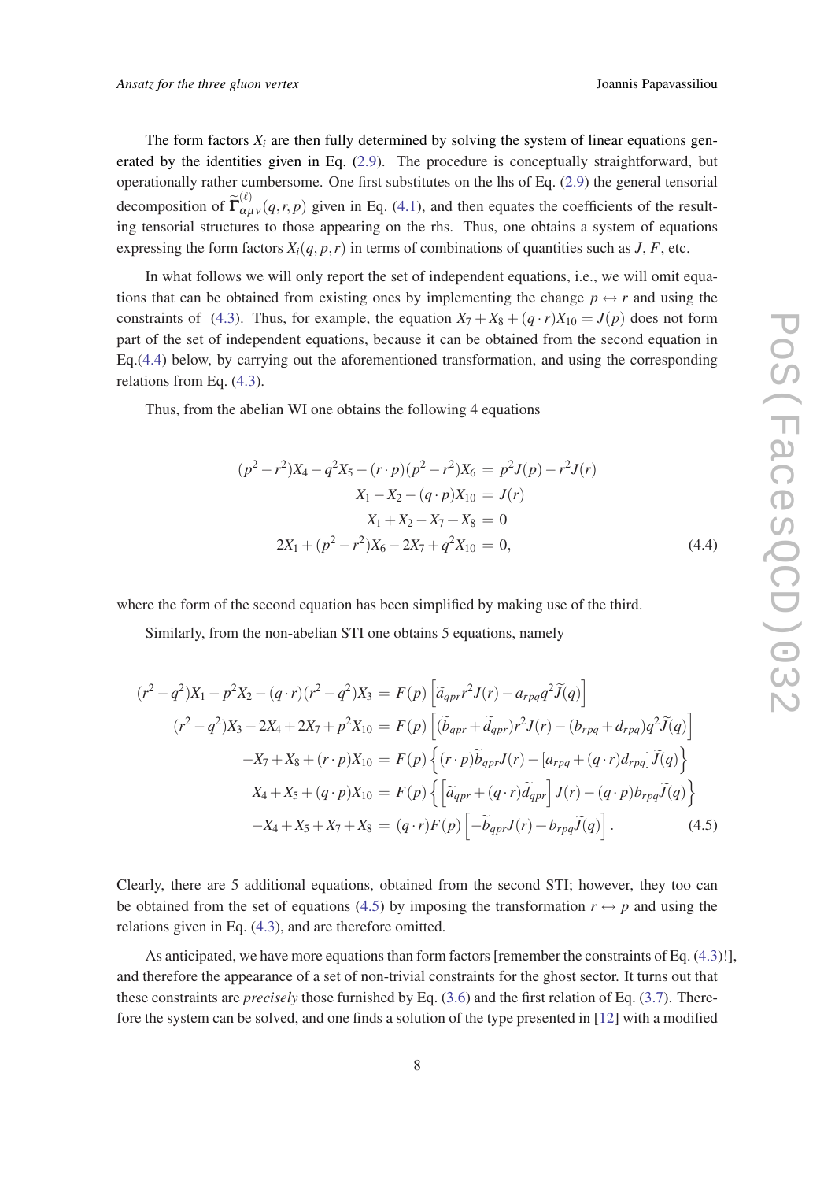The form factors $X_i$ are then fully determined by solving the system of linear equations generated by the identities given in Eq. (2.9). The procedure is conceptually straightforward, but operationally rather cumbersome. One first substitutes on the lhs of Eq. (2.9) the general tensorial decomposition of $\widetilde{\Gamma}^{(\ell)}_{\alpha\mu\nu}(q,r,p)$ given in Eq. (4.1), and then equates the coefficients of the resulting tensorial structures to those appearing on the rhs. Thus, one obtains a system of equations expressing the form factors $X_i(q,p,r)$ in terms of combinations of quantities such as $J$, $F$, etc.

In what follows we will only report the set of independent equations, i.e., we will omit equations that can be obtained from existing ones by implementing the change $p \leftrightarrow r$ and using the constraints of (4.3). Thus, for example, the equation $X_7 + X_8 + (q\cdot r)X_{10} = J(p)$ does not form part of the set of independent equations, because it can be obtained from the second equation in Eq.(4.4) below, by carrying out the aforementioned transformation, and using the corresponding relations from Eq. (4.3).

Thus, from the abelian WI one obtains the following 4 equations

$$
\begin{aligned}
(p^2 - r^2)X_4 - q^2 X_5 - (r\cdot p)(p^2 - r^2)X_6 &= p^2 J(p) - r^2 J(r) \\
X_1 - X_2 - (q\cdot p)X_{10} &= J(r) \\
X_1 + X_2 - X_7 + X_8 &= 0 \\
2X_1 + (p^2 - r^2)X_6 - 2X_7 + q^2 X_{10} &= 0,
\end{aligned}
\tag{4.4}
$$

where the form of the second equation has been simplified by making use of the third.

Similarly, from the non-abelian STI one obtains 5 equations, namely

$$
\begin{aligned}
(r^2 - q^2)X_1 - p^2 X_2 - (q\cdot r)(r^2 - q^2)X_3 &= F(p)\left[\widetilde{a}_{qpr} r^2 J(r) - a_{rpq} q^2 \widetilde{J}(q)\right] \\
(r^2 - q^2)X_3 - 2X_4 + 2X_7 + p^2 X_{10} &= F(p)\left[(\widetilde{b}_{qpr} + \widetilde{d}_{qpr}) r^2 J(r) - (b_{rpq} + d_{rpq}) q^2 \widetilde{J}(q)\right] \\
-X_7 + X_8 + (r\cdot p)X_{10} &= F(p)\left\{(r\cdot p)\widetilde{b}_{qpr} J(r) - [a_{rpq} + (q\cdot r)d_{rpq}]\widetilde{J}(q)\right\} \\
X_4 + X_5 + (q\cdot p)X_{10} &= F(p)\left\{\left[\widetilde{a}_{qpr} + (q\cdot r)\widetilde{d}_{qpr}\right] J(r) - (q\cdot p) b_{rpq}\widetilde{J}(q)\right\} \\
-X_4 + X_5 + X_7 + X_8 &= (q\cdot r)F(p)\left[-\widetilde{b}_{qpr} J(r) + b_{rpq}\widetilde{J}(q)\right].
\end{aligned}
\tag{4.5}
$$

Clearly, there are 5 additional equations, obtained from the second STI; however, they too can be obtained from the set of equations (4.5) by imposing the transformation $r \leftrightarrow p$ and using the relations given in Eq. (4.3), and are therefore omitted.

As anticipated, we have more equations than form factors [remember the constraints of Eq. (4.3)!], and therefore the appearance of a set of non-trivial constraints for the ghost sector. It turns out that these constraints are *precisely* those furnished by Eq. (3.6) and the first relation of Eq. (3.7). Therefore the system can be solved, and one finds a solution of the type presented in [12] with a modified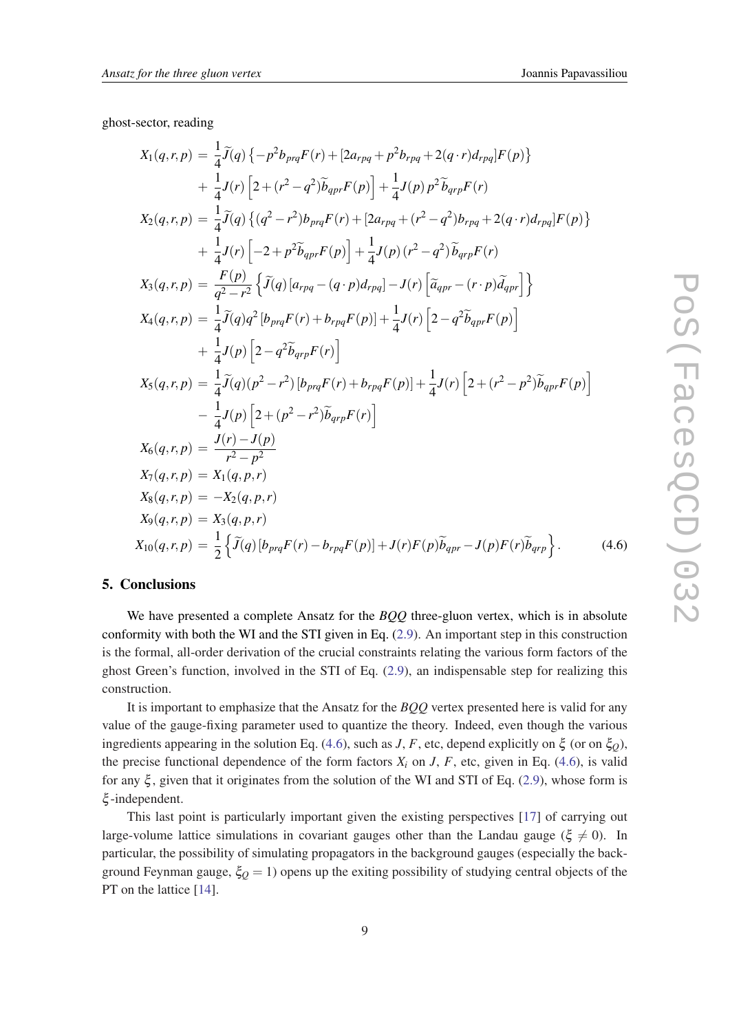ghost-sector, reading

$$
\begin{aligned}
X_1(q,r,p) &= \frac{1}{4}\widetilde{J}(q)\left\{-p^2 b_{prq}F(r)+[2a_{rpq}+p^2 b_{rpq}+2(q\cdot r)d_{rpq}]F(p)\right\}\\
&+ \frac{1}{4}J(r)\left[2+(r^2-q^2)\widetilde{b}_{qpr}F(p)\right]+\frac{1}{4}J(p)\,p^2\widetilde{b}_{qrp}F(r)\\
X_2(q,r,p) &= \frac{1}{4}\widetilde{J}(q)\left\{(q^2-r^2)b_{prq}F(r)+[2a_{rpq}+(r^2-q^2)b_{rpq}+2(q\cdot r)d_{rpq}]F(p)\right\}\\
&+ \frac{1}{4}J(r)\left[-2+p^2\widetilde{b}_{qpr}F(p)\right]+\frac{1}{4}J(p)\,(r^2-q^2)\,\widetilde{b}_{qrp}F(r)\\
X_3(q,r,p) &= \frac{F(p)}{q^2-r^2}\left\{\widetilde{J}(q)\left[a_{rpq}-(q\cdot p)d_{rpq}\right]-J(r)\left[\widetilde{a}_{qpr}-(r\cdot p)\widetilde{d}_{qpr}\right]\right\}\\
X_4(q,r,p) &= \frac{1}{4}\widetilde{J}(q)q^2\left[b_{prq}F(r)+b_{rpq}F(p)\right]+\frac{1}{4}J(r)\left[2-q^2\widetilde{b}_{qpr}F(p)\right]\\
&+ \frac{1}{4}J(p)\left[2-q^2\widetilde{b}_{qrp}F(r)\right]\\
X_5(q,r,p) &= \frac{1}{4}\widetilde{J}(q)(p^2-r^2)\left[b_{prq}F(r)+b_{rpq}F(p)\right]+\frac{1}{4}J(r)\left[2+(r^2-p^2)\widetilde{b}_{qpr}F(p)\right]\\
&- \frac{1}{4}J(p)\left[2+(p^2-r^2)\widetilde{b}_{qrp}F(r)\right]\\
X_6(q,r,p) &= \frac{J(r)-J(p)}{r^2-p^2}\\
X_7(q,r,p) &= X_1(q,p,r)\\
X_8(q,r,p) &= -X_2(q,p,r)\\
X_9(q,r,p) &= X_3(q,p,r)\\
X_{10}(q,r,p) &= \frac{1}{2}\left\{\widetilde{J}(q)\left[b_{prq}F(r)-b_{rpq}F(p)\right]+J(r)F(p)\widetilde{b}_{qpr}-J(p)F(r)\widetilde{b}_{qrp}\right\}.
\end{aligned}
\tag{4.6}
$$

## 5. Conclusions

We have presented a complete Ansatz for the *BQQ* three-gluon vertex, which is in absolute conformity with both the WI and the STI given in Eq. (2.9). An important step in this construction is the formal, all-order derivation of the crucial constraints relating the various form factors of the ghost Green's function, involved in the STI of Eq. (2.9), an indispensable step for realizing this construction.

It is important to emphasize that the Ansatz for the *BQQ* vertex presented here is valid for any value of the gauge-fixing parameter used to quantize the theory. Indeed, even though the various ingredients appearing in the solution Eq. (4.6), such as $J$, $F$, etc, depend explicitly on $\xi$ (or on $\xi_Q$), the precise functional dependence of the form factors $X_i$ on $J$, $F$, etc, given in Eq. (4.6), is valid for any $\xi$, given that it originates from the solution of the WI and STI of Eq. (2.9), whose form is $\xi$-independent.

This last point is particularly important given the existing perspectives [17] of carrying out large-volume lattice simulations in covariant gauges other than the Landau gauge ($\xi \neq 0$). In particular, the possibility of simulating propagators in the background gauges (especially the background Feynman gauge, $\xi_Q = 1$) opens up the exiting possibility of studying central objects of the PT on the lattice [14].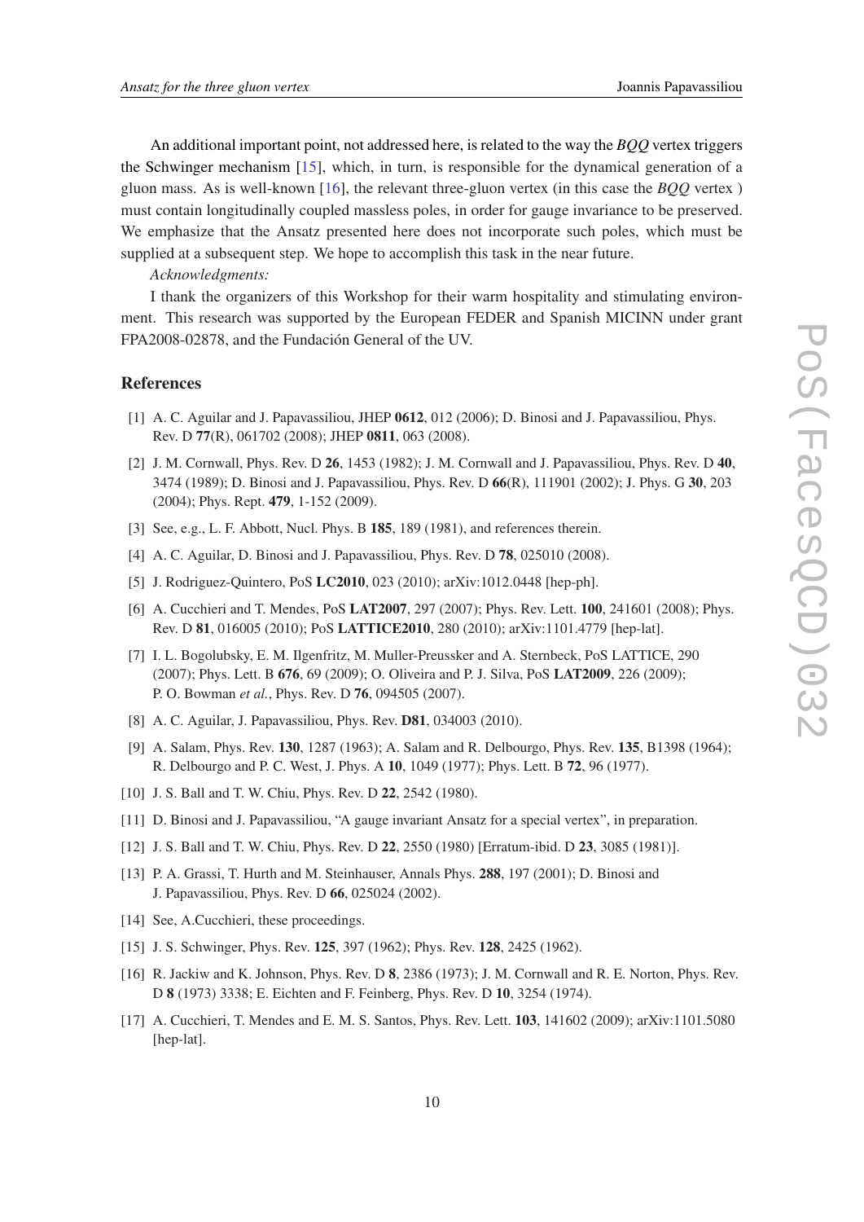An additional important point, not addressed here, is related to the way the *BQQ* vertex triggers the Schwinger mechanism [15], which, in turn, is responsible for the dynamical generation of a gluon mass. As is well-known [16], the relevant three-gluon vertex (in this case the *BQQ* vertex ) must contain longitudinally coupled massless poles, in order for gauge invariance to be preserved. We emphasize that the Ansatz presented here does not incorporate such poles, which must be supplied at a subsequent step. We hope to accomplish this task in the near future.

*Acknowledgments:*

I thank the organizers of this Workshop for their warm hospitality and stimulating environment. This research was supported by the European FEDER and Spanish MICINN under grant FPA2008-02878, and the Fundación General of the UV.

## References

[1] A. C. Aguilar and J. Papavassiliou, JHEP **0612**, 012 (2006); D. Binosi and J. Papavassiliou, Phys. Rev. D **77**(R), 061702 (2008); JHEP **0811**, 063 (2008).

[2] J. M. Cornwall, Phys. Rev. D **26**, 1453 (1982); J. M. Cornwall and J. Papavassiliou, Phys. Rev. D **40**, 3474 (1989); D. Binosi and J. Papavassiliou, Phys. Rev. D **66**(R), 111901 (2002); J. Phys. G **30**, 203 (2004); Phys. Rept. **479**, 1-152 (2009).

[3] See, e.g., L. F. Abbott, Nucl. Phys. B **185**, 189 (1981), and references therein.

[4] A. C. Aguilar, D. Binosi and J. Papavassiliou, Phys. Rev. D **78**, 025010 (2008).

[5] J. Rodriguez-Quintero, PoS **LC2010**, 023 (2010); arXiv:1012.0448 [hep-ph].

[6] A. Cucchieri and T. Mendes, PoS **LAT2007**, 297 (2007); Phys. Rev. Lett. **100**, 241601 (2008); Phys. Rev. D **81**, 016005 (2010); PoS **LATTICE2010**, 280 (2010); arXiv:1101.4779 [hep-lat].

[7] I. L. Bogolubsky, E. M. Ilgenfritz, M. Muller-Preussker and A. Sternbeck, PoS LATTICE, 290 (2007); Phys. Lett. B **676**, 69 (2009); O. Oliveira and P. J. Silva, PoS **LAT2009**, 226 (2009); P. O. Bowman *et al.*, Phys. Rev. D **76**, 094505 (2007).

[8] A. C. Aguilar, J. Papavassiliou, Phys. Rev. **D81**, 034003 (2010).

[9] A. Salam, Phys. Rev. **130**, 1287 (1963); A. Salam and R. Delbourgo, Phys. Rev. **135**, B1398 (1964); R. Delbourgo and P. C. West, J. Phys. A **10**, 1049 (1977); Phys. Lett. B **72**, 96 (1977).

[10] J. S. Ball and T. W. Chiu, Phys. Rev. D **22**, 2542 (1980).

[11] D. Binosi and J. Papavassiliou, "A gauge invariant Ansatz for a special vertex", in preparation.

[12] J. S. Ball and T. W. Chiu, Phys. Rev. D **22**, 2550 (1980) [Erratum-ibid. D **23**, 3085 (1981)].

[13] P. A. Grassi, T. Hurth and M. Steinhauser, Annals Phys. **288**, 197 (2001); D. Binosi and J. Papavassiliou, Phys. Rev. D **66**, 025024 (2002).

[14] See, A.Cucchieri, these proceedings.

[15] J. S. Schwinger, Phys. Rev. **125**, 397 (1962); Phys. Rev. **128**, 2425 (1962).

[16] R. Jackiw and K. Johnson, Phys. Rev. D **8**, 2386 (1973); J. M. Cornwall and R. E. Norton, Phys. Rev. D **8** (1973) 3338; E. Eichten and F. Feinberg, Phys. Rev. D **10**, 3254 (1974).

[17] A. Cucchieri, T. Mendes and E. M. S. Santos, Phys. Rev. Lett. **103**, 141602 (2009); arXiv:1101.5080 [hep-lat].